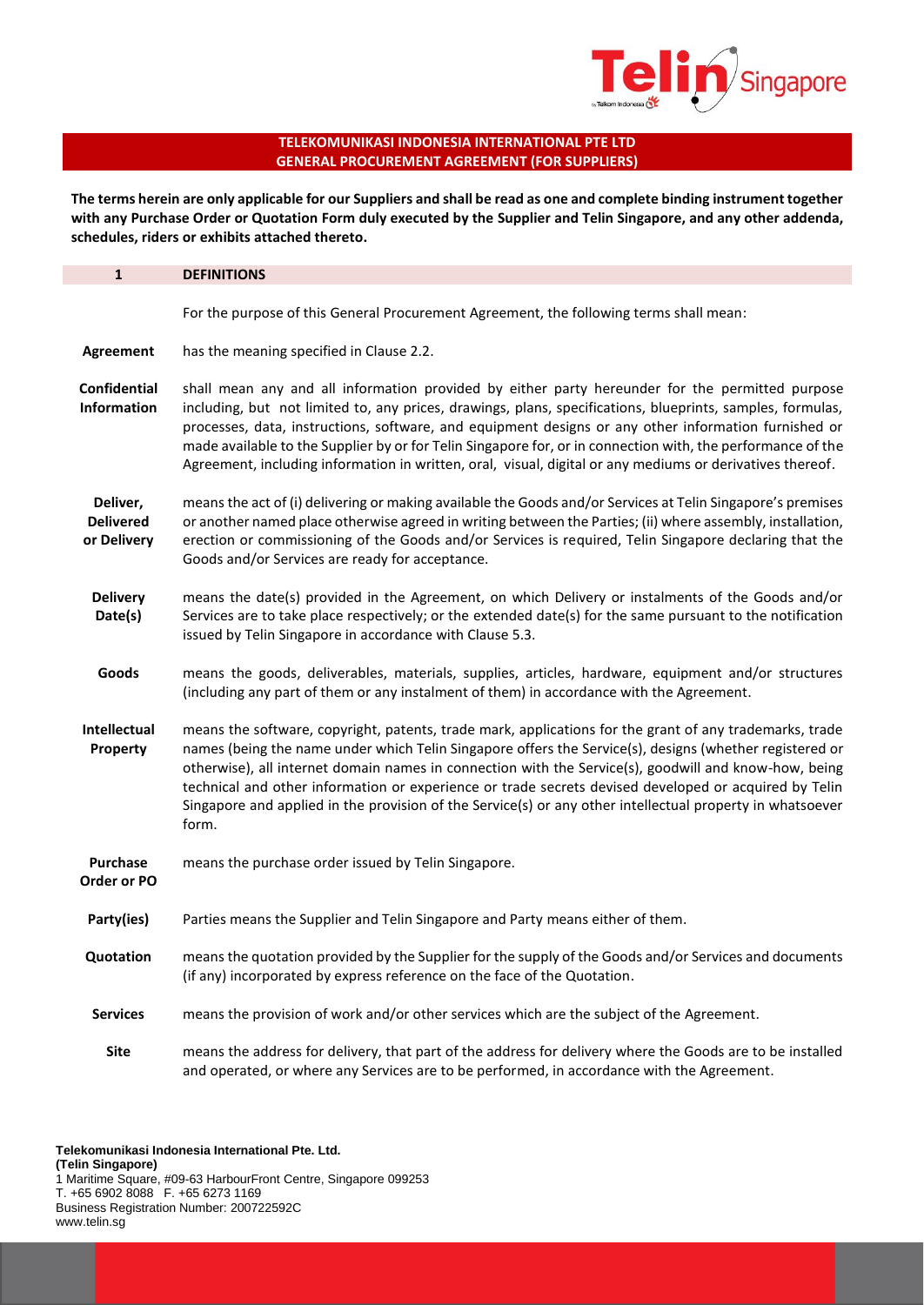# TELEKOMUNIKASI INDONESIA INTERNATIONAL PTE LTD
## GENERAL PROCUREMENT AGREEMENT (FOR SUPPLIERS)

**The terms herein are only applicable for our Suppliers and shall be read as one and complete binding instrument together with any Purchase Order or Quotation Form duly executed by the Supplier and Telin Singapore, and any other addenda, schedules, riders or exhibits attached thereto.**

## 1 DEFINITIONS

For the purpose of this General Procurement Agreement, the following terms shall mean:

**Agreement** has the meaning specified in Clause 2.2.

**Confidential Information** shall mean any and all information provided by either party hereunder for the permitted purpose including, but not limited to, any prices, drawings, plans, specifications, blueprints, samples, formulas, processes, data, instructions, software, and equipment designs or any other information furnished or made available to the Supplier by or for Telin Singapore for, or in connection with, the performance of the Agreement, including information in written, oral, visual, digital or any mediums or derivatives thereof.

**Deliver, Delivered or Delivery** means the act of (i) delivering or making available the Goods and/or Services at Telin Singapore's premises or another named place otherwise agreed in writing between the Parties; (ii) where assembly, installation, erection or commissioning of the Goods and/or Services is required, Telin Singapore declaring that the Goods and/or Services are ready for acceptance.

**Delivery Date(s)** means the date(s) provided in the Agreement, on which Delivery or instalments of the Goods and/or Services are to take place respectively; or the extended date(s) for the same pursuant to the notification issued by Telin Singapore in accordance with Clause 5.3.

**Goods** means the goods, deliverables, materials, supplies, articles, hardware, equipment and/or structures (including any part of them or any instalment of them) in accordance with the Agreement.

**Intellectual Property** means the software, copyright, patents, trade mark, applications for the grant of any trademarks, trade names (being the name under which Telin Singapore offers the Service(s), designs (whether registered or otherwise), all internet domain names in connection with the Service(s), goodwill and know-how, being technical and other information or experience or trade secrets devised developed or acquired by Telin Singapore and applied in the provision of the Service(s) or any other intellectual property in whatsoever form.

**Purchase Order or PO** means the purchase order issued by Telin Singapore.

**Party(ies)** Parties means the Supplier and Telin Singapore and Party means either of them.

**Quotation** means the quotation provided by the Supplier for the supply of the Goods and/or Services and documents (if any) incorporated by express reference on the face of the Quotation.

**Services** means the provision of work and/or other services which are the subject of the Agreement.

**Site** means the address for delivery, that part of the address for delivery where the Goods are to be installed and operated, or where any Services are to be performed, in accordance with the Agreement.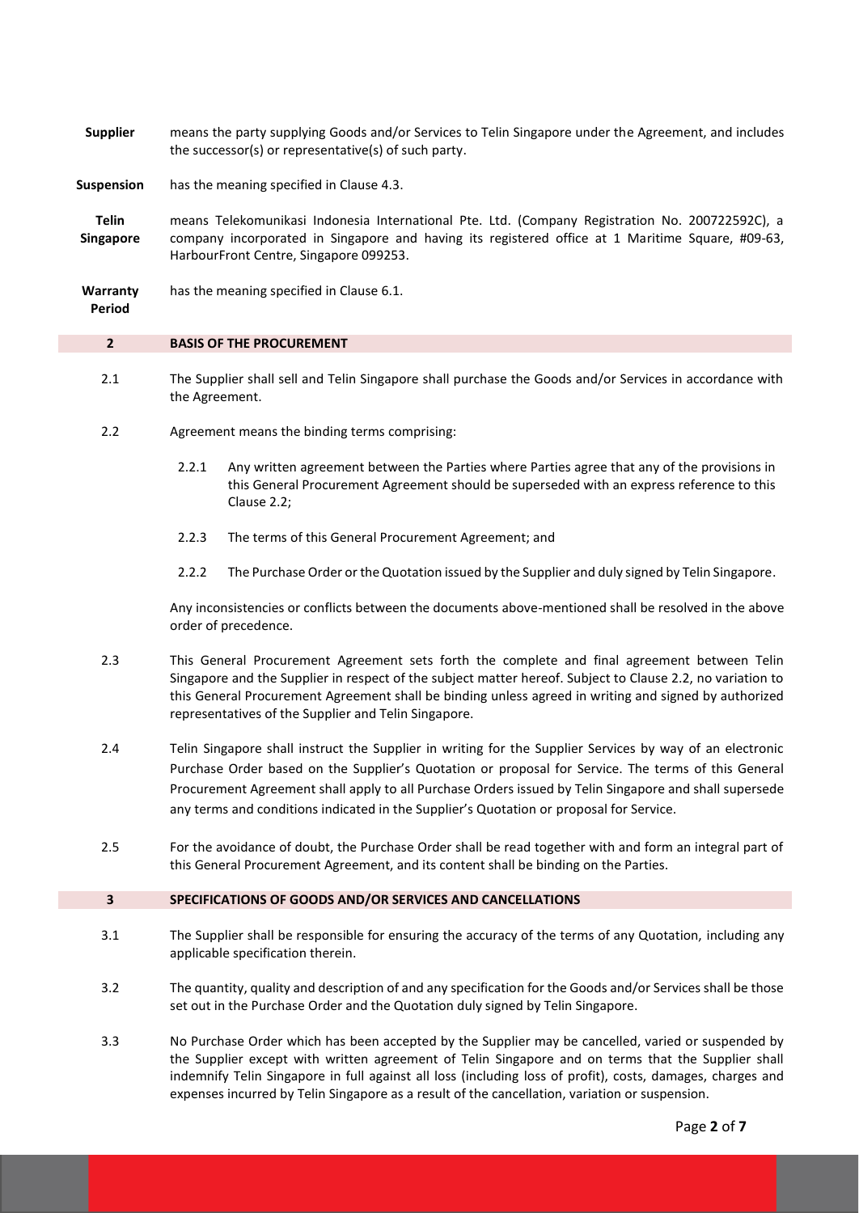**Supplier** means the party supplying Goods and/or Services to Telin Singapore under the Agreement, and includes the successor(s) or representative(s) of such party.

**Suspension** has the meaning specified in Clause 4.3.

**Telin Singapore** means Telekomunikasi Indonesia International Pte. Ltd. (Company Registration No. 200722592C), a company incorporated in Singapore and having its registered office at 1 Maritime Square, #09-63, HarbourFront Centre, Singapore 099253.

**Warranty Period** has the meaning specified in Clause 6.1.

## 2 BASIS OF THE PROCUREMENT

2.1 The Supplier shall sell and Telin Singapore shall purchase the Goods and/or Services in accordance with the Agreement.

2.2 Agreement means the binding terms comprising:

- 2.2.1 Any written agreement between the Parties where Parties agree that any of the provisions in this General Procurement Agreement should be superseded with an express reference to this Clause 2.2;
- 2.2.3 The terms of this General Procurement Agreement; and
- 2.2.2 The Purchase Order or the Quotation issued by the Supplier and duly signed by Telin Singapore.

Any inconsistencies or conflicts between the documents above-mentioned shall be resolved in the above order of precedence.

2.3 This General Procurement Agreement sets forth the complete and final agreement between Telin Singapore and the Supplier in respect of the subject matter hereof. Subject to Clause 2.2, no variation to this General Procurement Agreement shall be binding unless agreed in writing and signed by authorized representatives of the Supplier and Telin Singapore.

2.4 Telin Singapore shall instruct the Supplier in writing for the Supplier Services by way of an electronic Purchase Order based on the Supplier's Quotation or proposal for Service. The terms of this General Procurement Agreement shall apply to all Purchase Orders issued by Telin Singapore and shall supersede any terms and conditions indicated in the Supplier's Quotation or proposal for Service.

2.5 For the avoidance of doubt, the Purchase Order shall be read together with and form an integral part of this General Procurement Agreement, and its content shall be binding on the Parties.

## 3 SPECIFICATIONS OF GOODS AND/OR SERVICES AND CANCELLATIONS

3.1 The Supplier shall be responsible for ensuring the accuracy of the terms of any Quotation, including any applicable specification therein.

3.2 The quantity, quality and description of and any specification for the Goods and/or Services shall be those set out in the Purchase Order and the Quotation duly signed by Telin Singapore.

3.3 No Purchase Order which has been accepted by the Supplier may be cancelled, varied or suspended by the Supplier except with written agreement of Telin Singapore and on terms that the Supplier shall indemnify Telin Singapore in full against all loss (including loss of profit), costs, damages, charges and expenses incurred by Telin Singapore as a result of the cancellation, variation or suspension.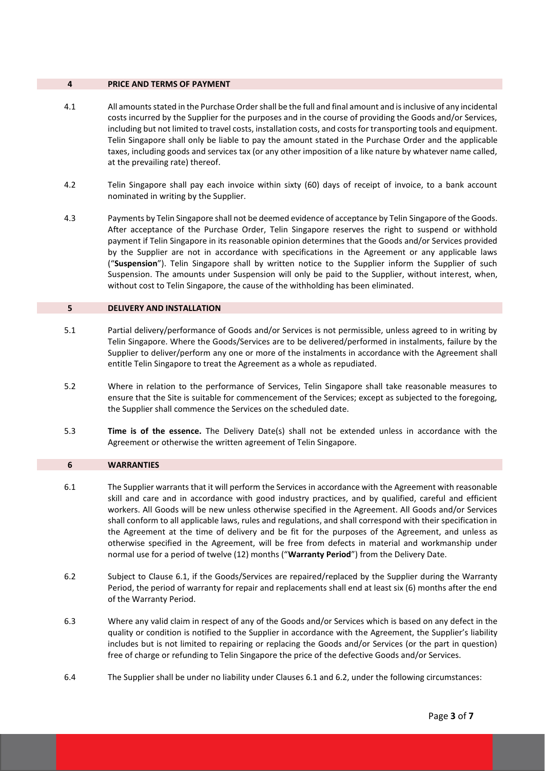## 4 PRICE AND TERMS OF PAYMENT

4.1 All amounts stated in the Purchase Order shall be the full and final amount and is inclusive of any incidental costs incurred by the Supplier for the purposes and in the course of providing the Goods and/or Services, including but not limited to travel costs, installation costs, and costs for transporting tools and equipment. Telin Singapore shall only be liable to pay the amount stated in the Purchase Order and the applicable taxes, including goods and services tax (or any other imposition of a like nature by whatever name called, at the prevailing rate) thereof.

4.2 Telin Singapore shall pay each invoice within sixty (60) days of receipt of invoice, to a bank account nominated in writing by the Supplier.

4.3 Payments by Telin Singapore shall not be deemed evidence of acceptance by Telin Singapore of the Goods. After acceptance of the Purchase Order, Telin Singapore reserves the right to suspend or withhold payment if Telin Singapore in its reasonable opinion determines that the Goods and/or Services provided by the Supplier are not in accordance with specifications in the Agreement or any applicable laws ("**Suspension**"). Telin Singapore shall by written notice to the Supplier inform the Supplier of such Suspension. The amounts under Suspension will only be paid to the Supplier, without interest, when, without cost to Telin Singapore, the cause of the withholding has been eliminated.

## 5 DELIVERY AND INSTALLATION

5.1 Partial delivery/performance of Goods and/or Services is not permissible, unless agreed to in writing by Telin Singapore. Where the Goods/Services are to be delivered/performed in instalments, failure by the Supplier to deliver/perform any one or more of the instalments in accordance with the Agreement shall entitle Telin Singapore to treat the Agreement as a whole as repudiated.

5.2 Where in relation to the performance of Services, Telin Singapore shall take reasonable measures to ensure that the Site is suitable for commencement of the Services; except as subjected to the foregoing, the Supplier shall commence the Services on the scheduled date.

5.3 **Time is of the essence.** The Delivery Date(s) shall not be extended unless in accordance with the Agreement or otherwise the written agreement of Telin Singapore.

## 6 WARRANTIES

6.1 The Supplier warrants that it will perform the Services in accordance with the Agreement with reasonable skill and care and in accordance with good industry practices, and by qualified, careful and efficient workers. All Goods will be new unless otherwise specified in the Agreement. All Goods and/or Services shall conform to all applicable laws, rules and regulations, and shall correspond with their specification in the Agreement at the time of delivery and be fit for the purposes of the Agreement, and unless as otherwise specified in the Agreement, will be free from defects in material and workmanship under normal use for a period of twelve (12) months ("**Warranty Period**") from the Delivery Date.

6.2 Subject to Clause 6.1, if the Goods/Services are repaired/replaced by the Supplier during the Warranty Period, the period of warranty for repair and replacements shall end at least six (6) months after the end of the Warranty Period.

6.3 Where any valid claim in respect of any of the Goods and/or Services which is based on any defect in the quality or condition is notified to the Supplier in accordance with the Agreement, the Supplier's liability includes but is not limited to repairing or replacing the Goods and/or Services (or the part in question) free of charge or refunding to Telin Singapore the price of the defective Goods and/or Services.

6.4 The Supplier shall be under no liability under Clauses 6.1 and 6.2, under the following circumstances: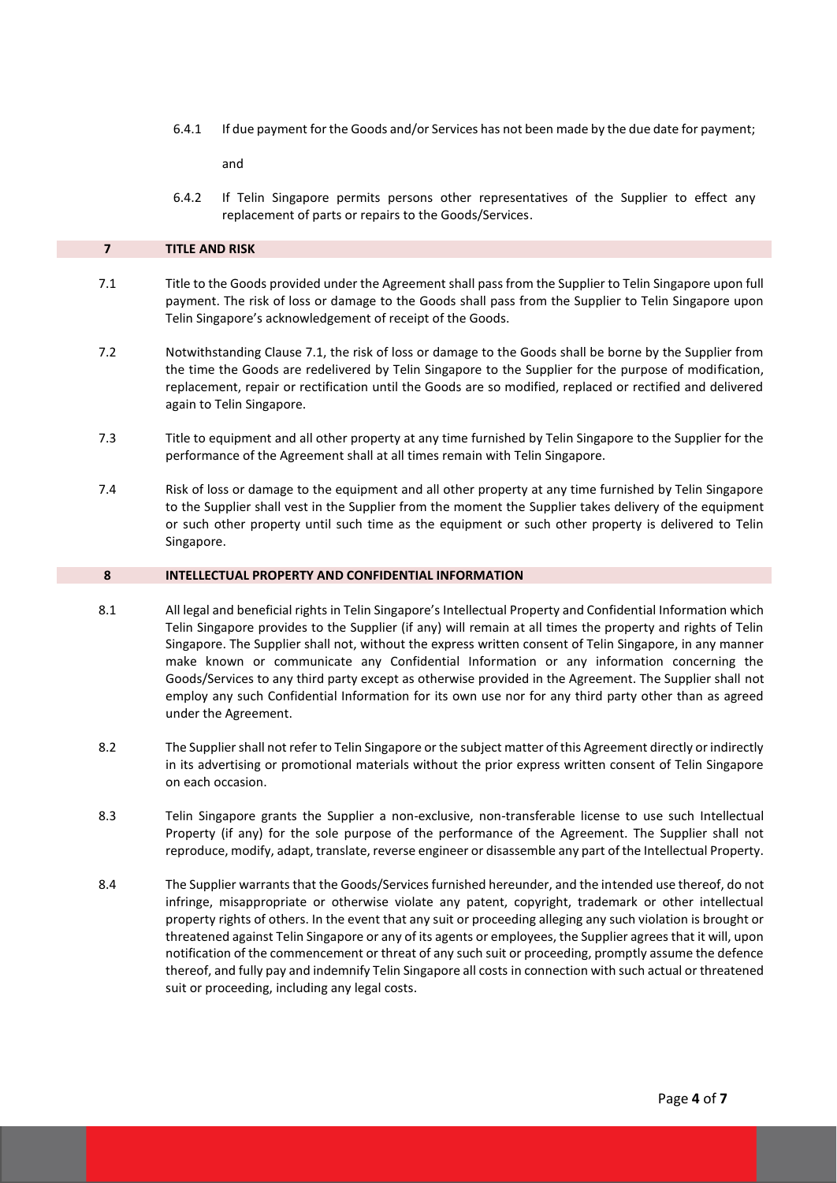6.4.1 If due payment for the Goods and/or Services has not been made by the due date for payment;

and

6.4.2 If Telin Singapore permits persons other representatives of the Supplier to effect any replacement of parts or repairs to the Goods/Services.

## 7 TITLE AND RISK

7.1 Title to the Goods provided under the Agreement shall pass from the Supplier to Telin Singapore upon full payment. The risk of loss or damage to the Goods shall pass from the Supplier to Telin Singapore upon Telin Singapore's acknowledgement of receipt of the Goods.

7.2 Notwithstanding Clause 7.1, the risk of loss or damage to the Goods shall be borne by the Supplier from the time the Goods are redelivered by Telin Singapore to the Supplier for the purpose of modification, replacement, repair or rectification until the Goods are so modified, replaced or rectified and delivered again to Telin Singapore.

7.3 Title to equipment and all other property at any time furnished by Telin Singapore to the Supplier for the performance of the Agreement shall at all times remain with Telin Singapore.

7.4 Risk of loss or damage to the equipment and all other property at any time furnished by Telin Singapore to the Supplier shall vest in the Supplier from the moment the Supplier takes delivery of the equipment or such other property until such time as the equipment or such other property is delivered to Telin Singapore.

## 8 INTELLECTUAL PROPERTY AND CONFIDENTIAL INFORMATION

8.1 All legal and beneficial rights in Telin Singapore's Intellectual Property and Confidential Information which Telin Singapore provides to the Supplier (if any) will remain at all times the property and rights of Telin Singapore. The Supplier shall not, without the express written consent of Telin Singapore, in any manner make known or communicate any Confidential Information or any information concerning the Goods/Services to any third party except as otherwise provided in the Agreement. The Supplier shall not employ any such Confidential Information for its own use nor for any third party other than as agreed under the Agreement.

8.2 The Supplier shall not refer to Telin Singapore or the subject matter of this Agreement directly or indirectly in its advertising or promotional materials without the prior express written consent of Telin Singapore on each occasion.

8.3 Telin Singapore grants the Supplier a non-exclusive, non-transferable license to use such Intellectual Property (if any) for the sole purpose of the performance of the Agreement. The Supplier shall not reproduce, modify, adapt, translate, reverse engineer or disassemble any part of the Intellectual Property.

8.4 The Supplier warrants that the Goods/Services furnished hereunder, and the intended use thereof, do not infringe, misappropriate or otherwise violate any patent, copyright, trademark or other intellectual property rights of others. In the event that any suit or proceeding alleging any such violation is brought or threatened against Telin Singapore or any of its agents or employees, the Supplier agrees that it will, upon notification of the commencement or threat of any such suit or proceeding, promptly assume the defence thereof, and fully pay and indemnify Telin Singapore all costs in connection with such actual or threatened suit or proceeding, including any legal costs.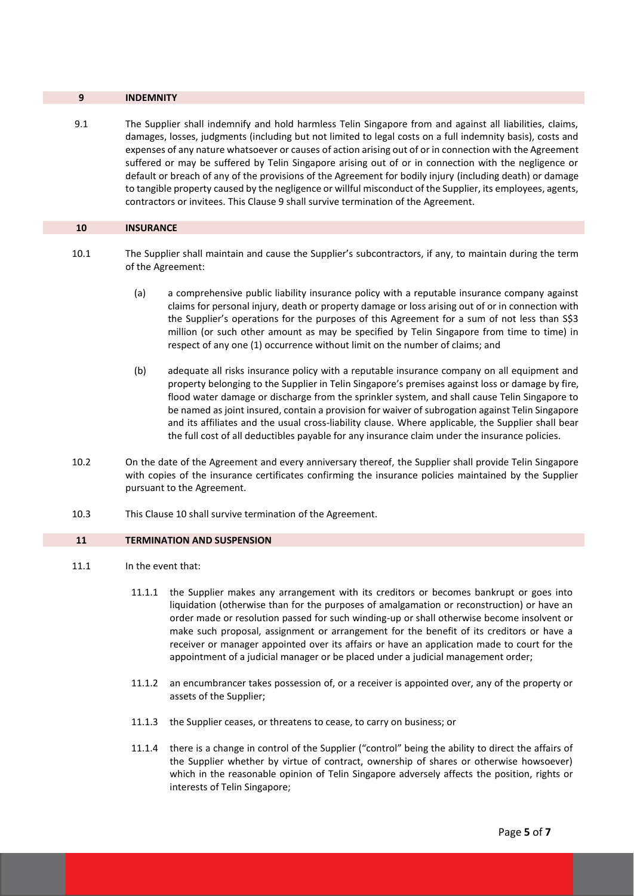## 9 INDEMNITY

9.1 The Supplier shall indemnify and hold harmless Telin Singapore from and against all liabilities, claims, damages, losses, judgments (including but not limited to legal costs on a full indemnity basis), costs and expenses of any nature whatsoever or causes of action arising out of or in connection with the Agreement suffered or may be suffered by Telin Singapore arising out of or in connection with the negligence or default or breach of any of the provisions of the Agreement for bodily injury (including death) or damage to tangible property caused by the negligence or willful misconduct of the Supplier, its employees, agents, contractors or invitees. This Clause 9 shall survive termination of the Agreement.

## 10 INSURANCE

10.1 The Supplier shall maintain and cause the Supplier's subcontractors, if any, to maintain during the term of the Agreement:

(a) a comprehensive public liability insurance policy with a reputable insurance company against claims for personal injury, death or property damage or loss arising out of or in connection with the Supplier's operations for the purposes of this Agreement for a sum of not less than S$3 million (or such other amount as may be specified by Telin Singapore from time to time) in respect of any one (1) occurrence without limit on the number of claims; and

(b) adequate all risks insurance policy with a reputable insurance company on all equipment and property belonging to the Supplier in Telin Singapore's premises against loss or damage by fire, flood water damage or discharge from the sprinkler system, and shall cause Telin Singapore to be named as joint insured, contain a provision for waiver of subrogation against Telin Singapore and its affiliates and the usual cross-liability clause. Where applicable, the Supplier shall bear the full cost of all deductibles payable for any insurance claim under the insurance policies.

10.2 On the date of the Agreement and every anniversary thereof, the Supplier shall provide Telin Singapore with copies of the insurance certificates confirming the insurance policies maintained by the Supplier pursuant to the Agreement.

10.3 This Clause 10 shall survive termination of the Agreement.

## 11 TERMINATION AND SUSPENSION

11.1 In the event that:

11.1.1 the Supplier makes any arrangement with its creditors or becomes bankrupt or goes into liquidation (otherwise than for the purposes of amalgamation or reconstruction) or have an order made or resolution passed for such winding-up or shall otherwise become insolvent or make such proposal, assignment or arrangement for the benefit of its creditors or have a receiver or manager appointed over its affairs or have an application made to court for the appointment of a judicial manager or be placed under a judicial management order;

11.1.2 an encumbrancer takes possession of, or a receiver is appointed over, any of the property or assets of the Supplier;

11.1.3 the Supplier ceases, or threatens to cease, to carry on business; or

11.1.4 there is a change in control of the Supplier ("control" being the ability to direct the affairs of the Supplier whether by virtue of contract, ownership of shares or otherwise howsoever) which in the reasonable opinion of Telin Singapore adversely affects the position, rights or interests of Telin Singapore;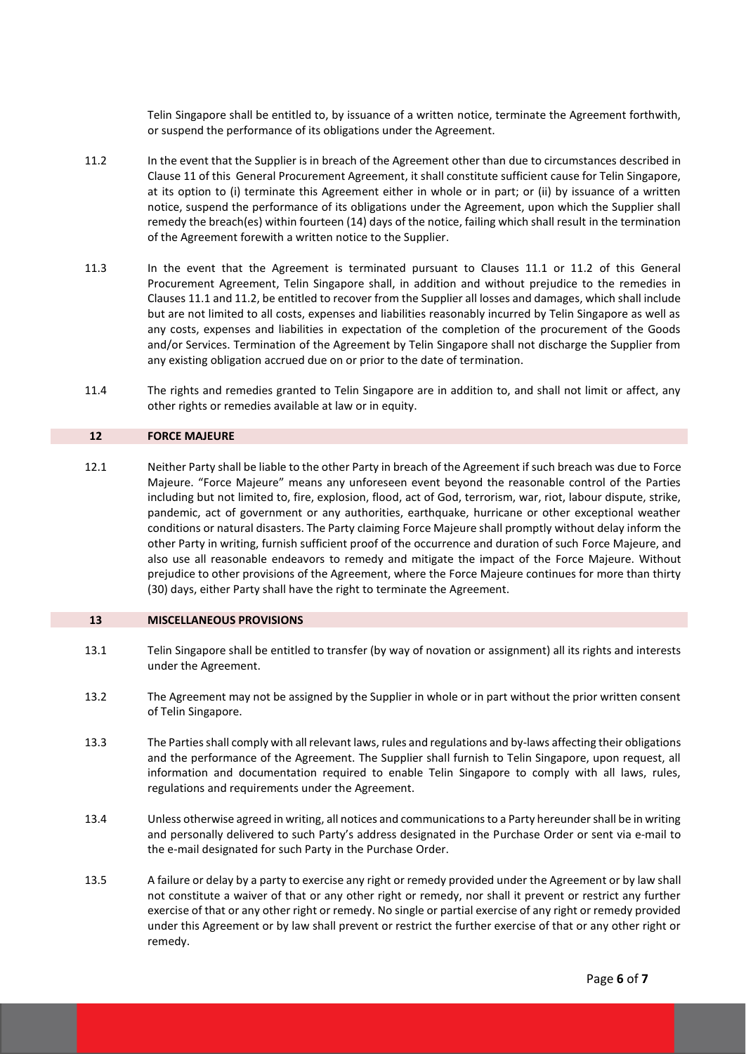Telin Singapore shall be entitled to, by issuance of a written notice, terminate the Agreement forthwith, or suspend the performance of its obligations under the Agreement.

11.2 In the event that the Supplier is in breach of the Agreement other than due to circumstances described in Clause 11 of this General Procurement Agreement, it shall constitute sufficient cause for Telin Singapore, at its option to (i) terminate this Agreement either in whole or in part; or (ii) by issuance of a written notice, suspend the performance of its obligations under the Agreement, upon which the Supplier shall remedy the breach(es) within fourteen (14) days of the notice, failing which shall result in the termination of the Agreement forewith a written notice to the Supplier.

11.3 In the event that the Agreement is terminated pursuant to Clauses 11.1 or 11.2 of this General Procurement Agreement, Telin Singapore shall, in addition and without prejudice to the remedies in Clauses 11.1 and 11.2, be entitled to recover from the Supplier all losses and damages, which shall include but are not limited to all costs, expenses and liabilities reasonably incurred by Telin Singapore as well as any costs, expenses and liabilities in expectation of the completion of the procurement of the Goods and/or Services. Termination of the Agreement by Telin Singapore shall not discharge the Supplier from any existing obligation accrued due on or prior to the date of termination.

11.4 The rights and remedies granted to Telin Singapore are in addition to, and shall not limit or affect, any other rights or remedies available at law or in equity.

## 12 FORCE MAJEURE

12.1 Neither Party shall be liable to the other Party in breach of the Agreement if such breach was due to Force Majeure. "Force Majeure" means any unforeseen event beyond the reasonable control of the Parties including but not limited to, fire, explosion, flood, act of God, terrorism, war, riot, labour dispute, strike, pandemic, act of government or any authorities, earthquake, hurricane or other exceptional weather conditions or natural disasters. The Party claiming Force Majeure shall promptly without delay inform the other Party in writing, furnish sufficient proof of the occurrence and duration of such Force Majeure, and also use all reasonable endeavors to remedy and mitigate the impact of the Force Majeure. Without prejudice to other provisions of the Agreement, where the Force Majeure continues for more than thirty (30) days, either Party shall have the right to terminate the Agreement.

## 13 MISCELLANEOUS PROVISIONS

13.1 Telin Singapore shall be entitled to transfer (by way of novation or assignment) all its rights and interests under the Agreement.

13.2 The Agreement may not be assigned by the Supplier in whole or in part without the prior written consent of Telin Singapore.

13.3 The Parties shall comply with all relevant laws, rules and regulations and by-laws affecting their obligations and the performance of the Agreement. The Supplier shall furnish to Telin Singapore, upon request, all information and documentation required to enable Telin Singapore to comply with all laws, rules, regulations and requirements under the Agreement.

13.4 Unless otherwise agreed in writing, all notices and communications to a Party hereunder shall be in writing and personally delivered to such Party's address designated in the Purchase Order or sent via e-mail to the e-mail designated for such Party in the Purchase Order.

13.5 A failure or delay by a party to exercise any right or remedy provided under the Agreement or by law shall not constitute a waiver of that or any other right or remedy, nor shall it prevent or restrict any further exercise of that or any other right or remedy. No single or partial exercise of any right or remedy provided under this Agreement or by law shall prevent or restrict the further exercise of that or any other right or remedy.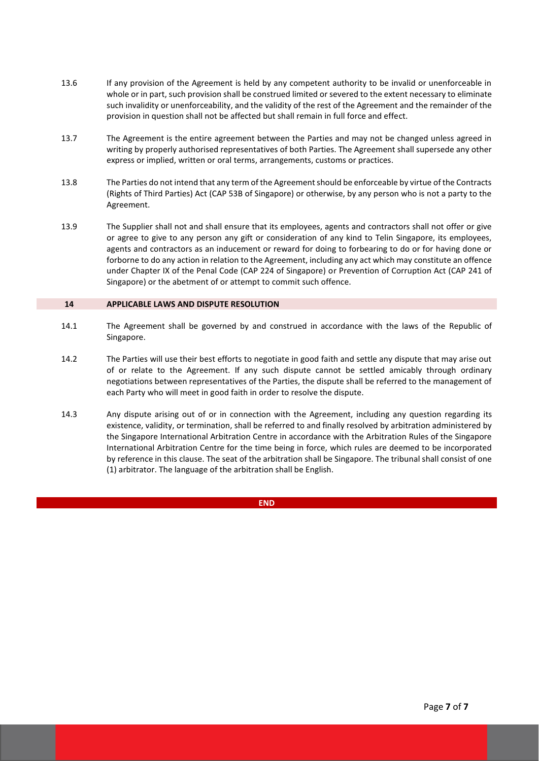13.6 If any provision of the Agreement is held by any competent authority to be invalid or unenforceable in whole or in part, such provision shall be construed limited or severed to the extent necessary to eliminate such invalidity or unenforceability, and the validity of the rest of the Agreement and the remainder of the provision in question shall not be affected but shall remain in full force and effect.

13.7 The Agreement is the entire agreement between the Parties and may not be changed unless agreed in writing by properly authorised representatives of both Parties. The Agreement shall supersede any other express or implied, written or oral terms, arrangements, customs or practices.

13.8 The Parties do not intend that any term of the Agreement should be enforceable by virtue of the Contracts (Rights of Third Parties) Act (CAP 53B of Singapore) or otherwise, by any person who is not a party to the Agreement.

13.9 The Supplier shall not and shall ensure that its employees, agents and contractors shall not offer or give or agree to give to any person any gift or consideration of any kind to Telin Singapore, its employees, agents and contractors as an inducement or reward for doing to forbearing to do or for having done or forborne to do any action in relation to the Agreement, including any act which may constitute an offence under Chapter IX of the Penal Code (CAP 224 of Singapore) or Prevention of Corruption Act (CAP 241 of Singapore) or the abetment of or attempt to commit such offence.

## 14 APPLICABLE LAWS AND DISPUTE RESOLUTION

14.1 The Agreement shall be governed by and construed in accordance with the laws of the Republic of Singapore.

14.2 The Parties will use their best efforts to negotiate in good faith and settle any dispute that may arise out of or relate to the Agreement. If any such dispute cannot be settled amicably through ordinary negotiations between representatives of the Parties, the dispute shall be referred to the management of each Party who will meet in good faith in order to resolve the dispute.

14.3 Any dispute arising out of or in connection with the Agreement, including any question regarding its existence, validity, or termination, shall be referred to and finally resolved by arbitration administered by the Singapore International Arbitration Centre in accordance with the Arbitration Rules of the Singapore International Arbitration Centre for the time being in force, which rules are deemed to be incorporated by reference in this clause. The seat of the arbitration shall be Singapore. The tribunal shall consist of one (1) arbitrator. The language of the arbitration shall be English.

**END**